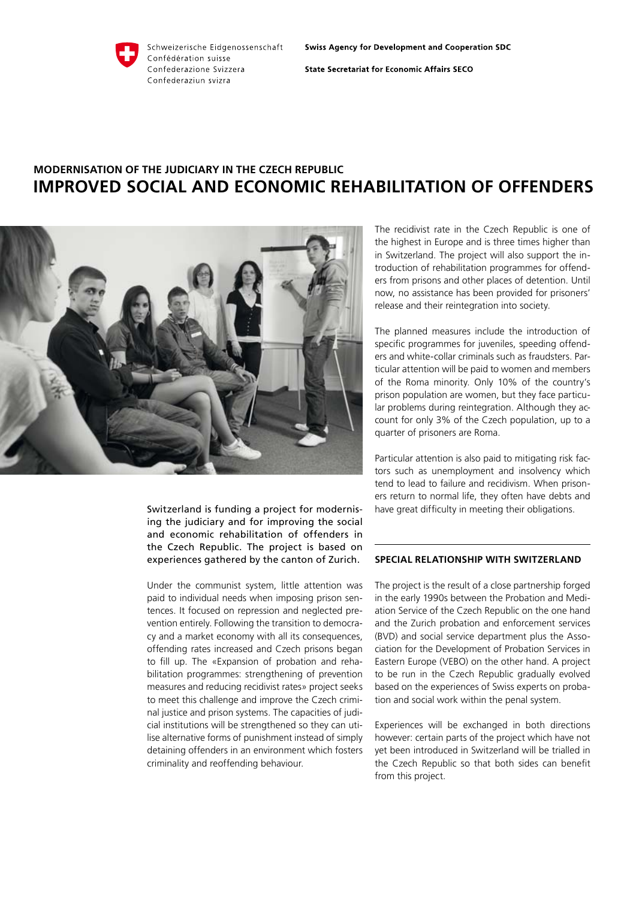Schweizerische Eidgenossenschaft
Confédération suisse
Confederazione Svizzera
Confederaziun svizra

**Swiss Agency for Development and Cooperation SDC**

**State Secretariat for Economic Affairs SECO**

## MODERNISATION OF THE JUDICIARY IN THE CZECH REPUBLIC

# IMPROVED SOCIAL AND ECONOMIC REHABILITATION OF OFFENDERS

Switzerland is funding a project for modernising the judiciary and for improving the social and economic rehabilitation of offenders in the Czech Republic. The project is based on experiences gathered by the canton of Zurich.

Under the communist system, little attention was paid to individual needs when imposing prison sentences. It focused on repression and neglected prevention entirely. Following the transition to democracy and a market economy with all its consequences, offending rates increased and Czech prisons began to fill up. The «Expansion of probation and rehabilitation programmes: strengthening of prevention measures and reducing recidivist rates» project seeks to meet this challenge and improve the Czech criminal justice and prison systems. The capacities of judicial institutions will be strengthened so they can utilise alternative forms of punishment instead of simply detaining offenders in an environment which fosters criminality and reoffending behaviour.

The recidivist rate in the Czech Republic is one of the highest in Europe and is three times higher than in Switzerland. The project will also support the introduction of rehabilitation programmes for offenders from prisons and other places of detention. Until now, no assistance has been provided for prisoners' release and their reintegration into society.

The planned measures include the introduction of specific programmes for juveniles, speeding offenders and white-collar criminals such as fraudsters. Particular attention will be paid to women and members of the Roma minority. Only 10% of the country's prison population are women, but they face particular problems during reintegration. Although they account for only 3% of the Czech population, up to a quarter of prisoners are Roma.

Particular attention is also paid to mitigating risk factors such as unemployment and insolvency which tend to lead to failure and recidivism. When prisoners return to normal life, they often have debts and have great difficulty in meeting their obligations.

### SPECIAL RELATIONSHIP WITH SWITZERLAND

The project is the result of a close partnership forged in the early 1990s between the Probation and Mediation Service of the Czech Republic on the one hand and the Zurich probation and enforcement services (BVD) and social service department plus the Association for the Development of Probation Services in Eastern Europe (VEBO) on the other hand. A project to be run in the Czech Republic gradually evolved based on the experiences of Swiss experts on probation and social work within the penal system.

Experiences will be exchanged in both directions however: certain parts of the project which have not yet been introduced in Switzerland will be trialled in the Czech Republic so that both sides can benefit from this project.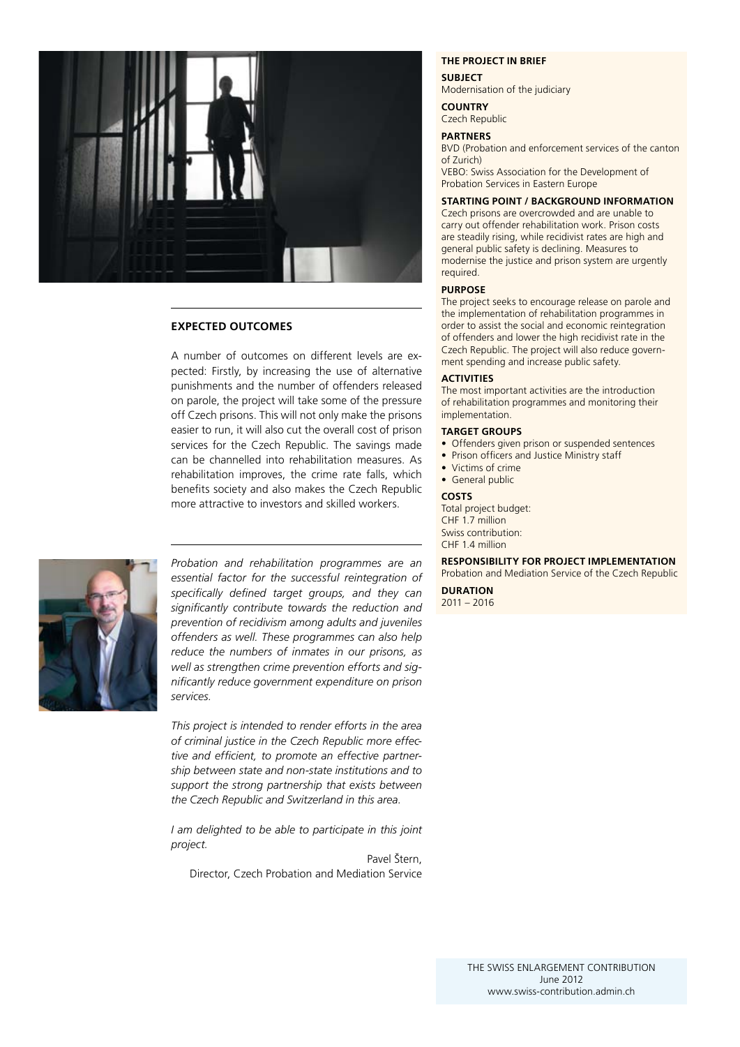## EXPECTED OUTCOMES

A number of outcomes on different levels are expected: Firstly, by increasing the use of alternative punishments and the number of offenders released on parole, the project will take some of the pressure off Czech prisons. This will not only make the prisons easier to run, it will also cut the overall cost of prison services for the Czech Republic. The savings made can be channelled into rehabilitation measures. As rehabilitation improves, the crime rate falls, which benefits society and also makes the Czech Republic more attractive to investors and skilled workers.

*Probation and rehabilitation programmes are an essential factor for the successful reintegration of specifically defined target groups, and they can significantly contribute towards the reduction and prevention of recidivism among adults and juveniles offenders as well. These programmes can also help reduce the numbers of inmates in our prisons, as well as strengthen crime prevention efforts and significantly reduce government expenditure on prison services.*

*This project is intended to render efforts in the area of criminal justice in the Czech Republic more effective and efficient, to promote an effective partnership between state and non-state institutions and to support the strong partnership that exists between the Czech Republic and Switzerland in this area.*

*I am delighted to be able to participate in this joint project.*

Pavel Štern,
Director, Czech Probation and Mediation Service

## THE PROJECT IN BRIEF

**SUBJECT**
Modernisation of the judiciary

**COUNTRY**
Czech Republic

**PARTNERS**
BVD (Probation and enforcement services of the canton of Zurich)
VEBO: Swiss Association for the Development of Probation Services in Eastern Europe

**STARTING POINT / BACKGROUND INFORMATION**
Czech prisons are overcrowded and are unable to carry out offender rehabilitation work. Prison costs are steadily rising, while recidivist rates are high and general public safety is declining. Measures to modernise the justice and prison system are urgently required.

**PURPOSE**
The project seeks to encourage release on parole and the implementation of rehabilitation programmes in order to assist the social and economic reintegration of offenders and lower the high recidivist rate in the Czech Republic. The project will also reduce government spending and increase public safety.

**ACTIVITIES**
The most important activities are the introduction of rehabilitation programmes and monitoring their implementation.

**TARGET GROUPS**
- Offenders given prison or suspended sentences
- Prison officers and Justice Ministry staff
- Victims of crime
- General public

**COSTS**
Total project budget:
CHF 1.7 million
Swiss contribution:
CHF 1.4 million

**RESPONSIBILITY FOR PROJECT IMPLEMENTATION**
Probation and Mediation Service of the Czech Republic

**DURATION**
2011 – 2016

THE SWISS ENLARGEMENT CONTRIBUTION
June 2012
www.swiss-contribution.admin.ch